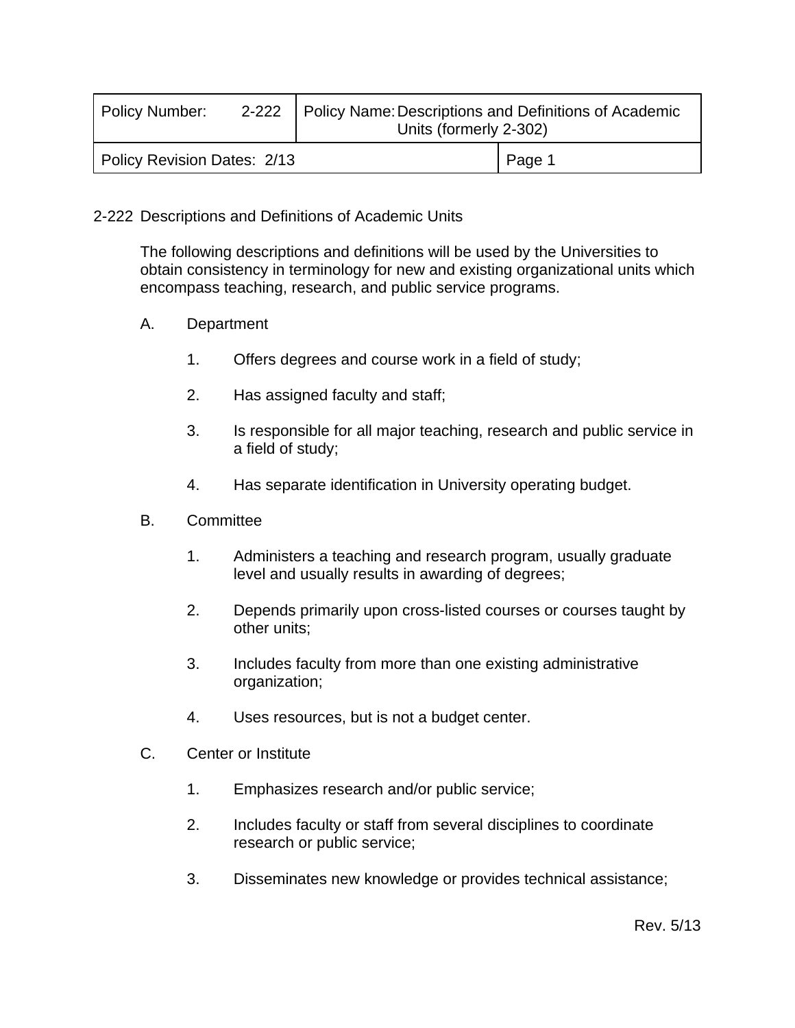| Policy Number: 2-222 | Policy Name: Descriptions and Definitions of Academic Units (formerly 2-302) |
|---|---|
| Policy Revision Dates: 2/13 | Page 1 |

## 2-222 Descriptions and Definitions of Academic Units

The following descriptions and definitions will be used by the Universities to obtain consistency in terminology for new and existing organizational units which encompass teaching, research, and public service programs.

A. Department

1. Offers degrees and course work in a field of study;
2. Has assigned faculty and staff;
3. Is responsible for all major teaching, research and public service in a field of study;
4. Has separate identification in University operating budget.

B. Committee

1. Administers a teaching and research program, usually graduate level and usually results in awarding of degrees;
2. Depends primarily upon cross-listed courses or courses taught by other units;
3. Includes faculty from more than one existing administrative organization;
4. Uses resources, but is not a budget center.

C. Center or Institute

1. Emphasizes research and/or public service;
2. Includes faculty or staff from several disciplines to coordinate research or public service;
3. Disseminates new knowledge or provides technical assistance;

Rev. 5/13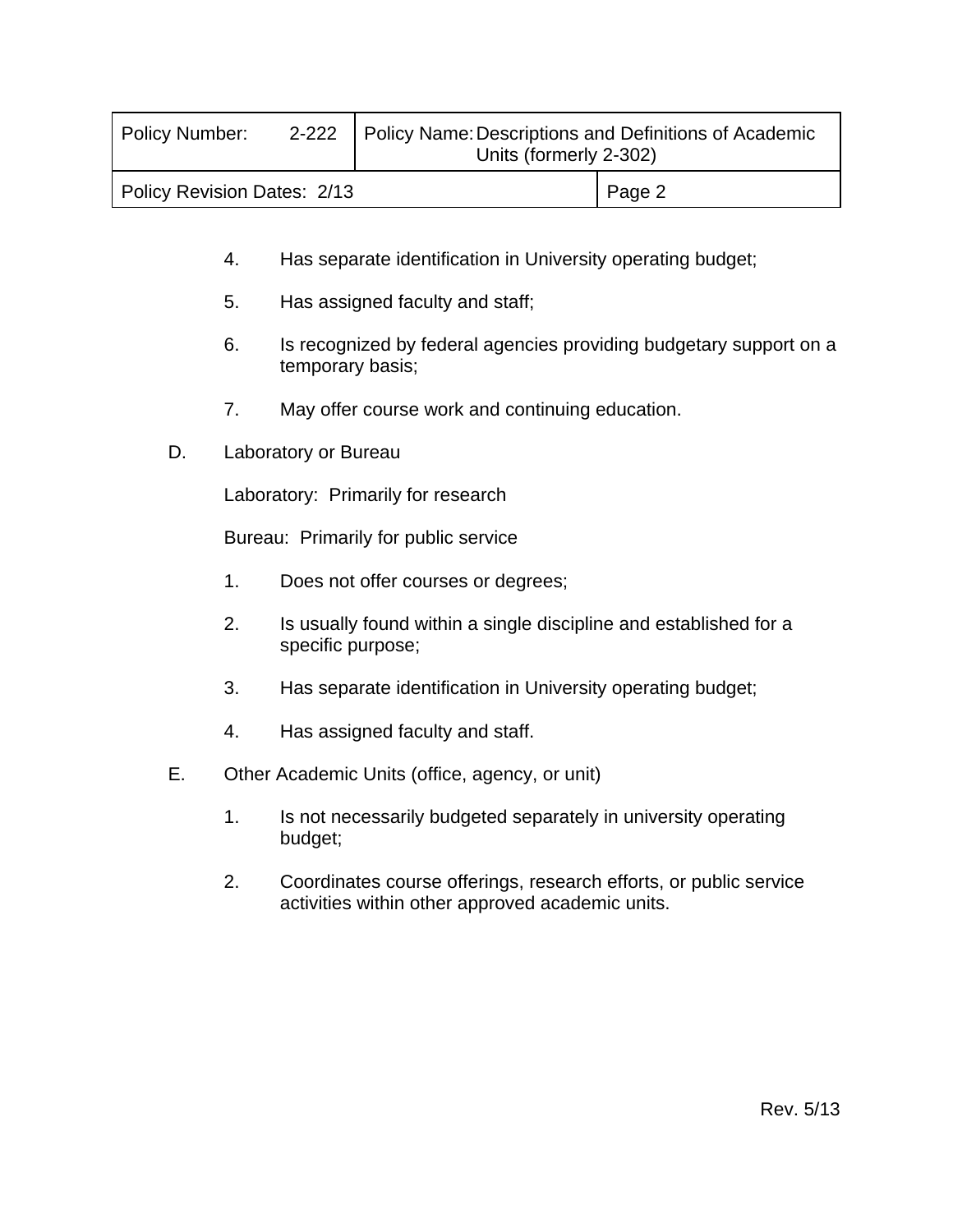4. Has separate identification in University operating budget;

5. Has assigned faculty and staff;

6. Is recognized by federal agencies providing budgetary support on a temporary basis;

7. May offer course work and continuing education.

D. Laboratory or Bureau

Laboratory: Primarily for research

Bureau: Primarily for public service

1. Does not offer courses or degrees;

2. Is usually found within a single discipline and established for a specific purpose;

3. Has separate identification in University operating budget;

4. Has assigned faculty and staff.

E. Other Academic Units (office, agency, or unit)

1. Is not necessarily budgeted separately in university operating budget;

2. Coordinates course offerings, research efforts, or public service activities within other approved academic units.

Rev. 5/13